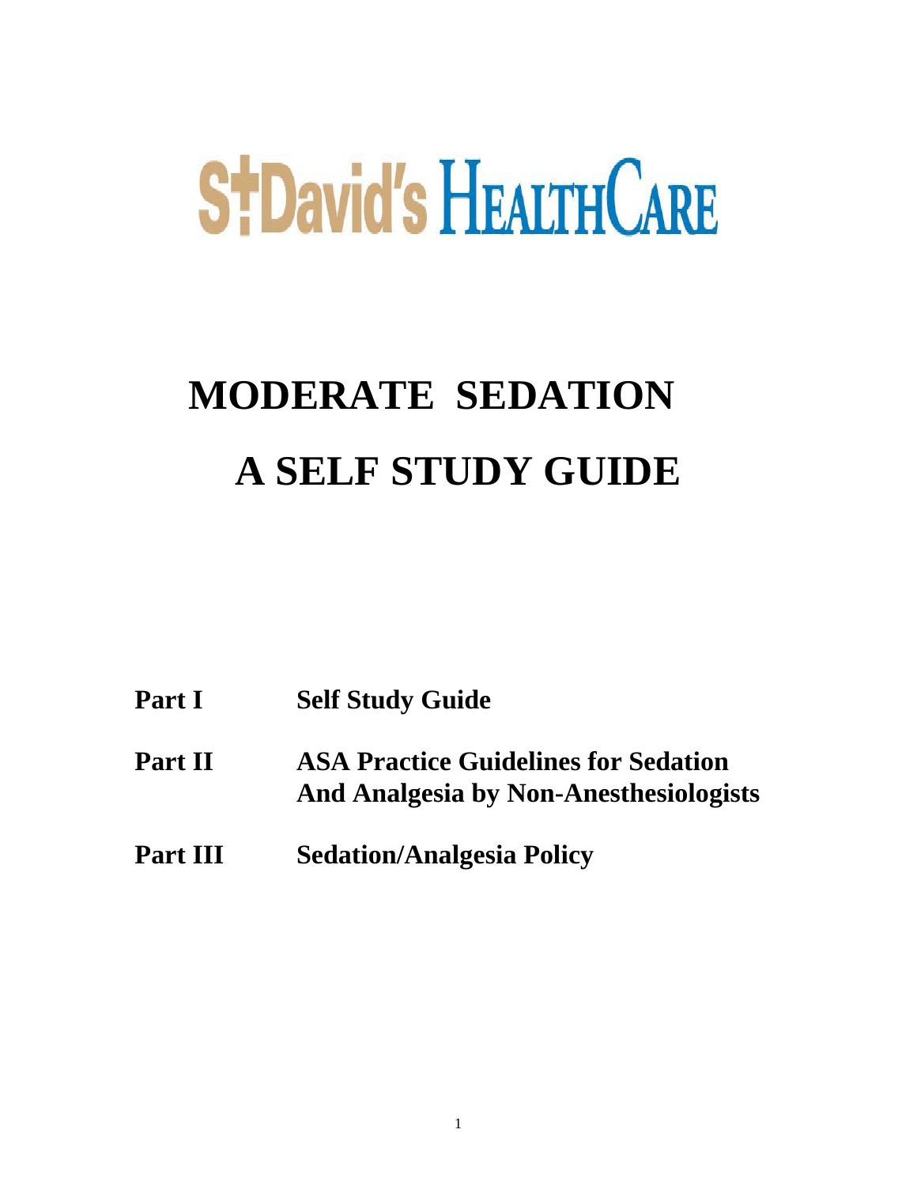St David's HealthCare

# MODERATE SEDATION

# A SELF STUDY GUIDE

| | |
|---|---|
| **Part I** | **Self Study Guide** |
| **Part II** | **ASA Practice Guidelines for Sedation And Analgesia by Non-Anesthesiologists** |
| **Part III** | **Sedation/Analgesia Policy** |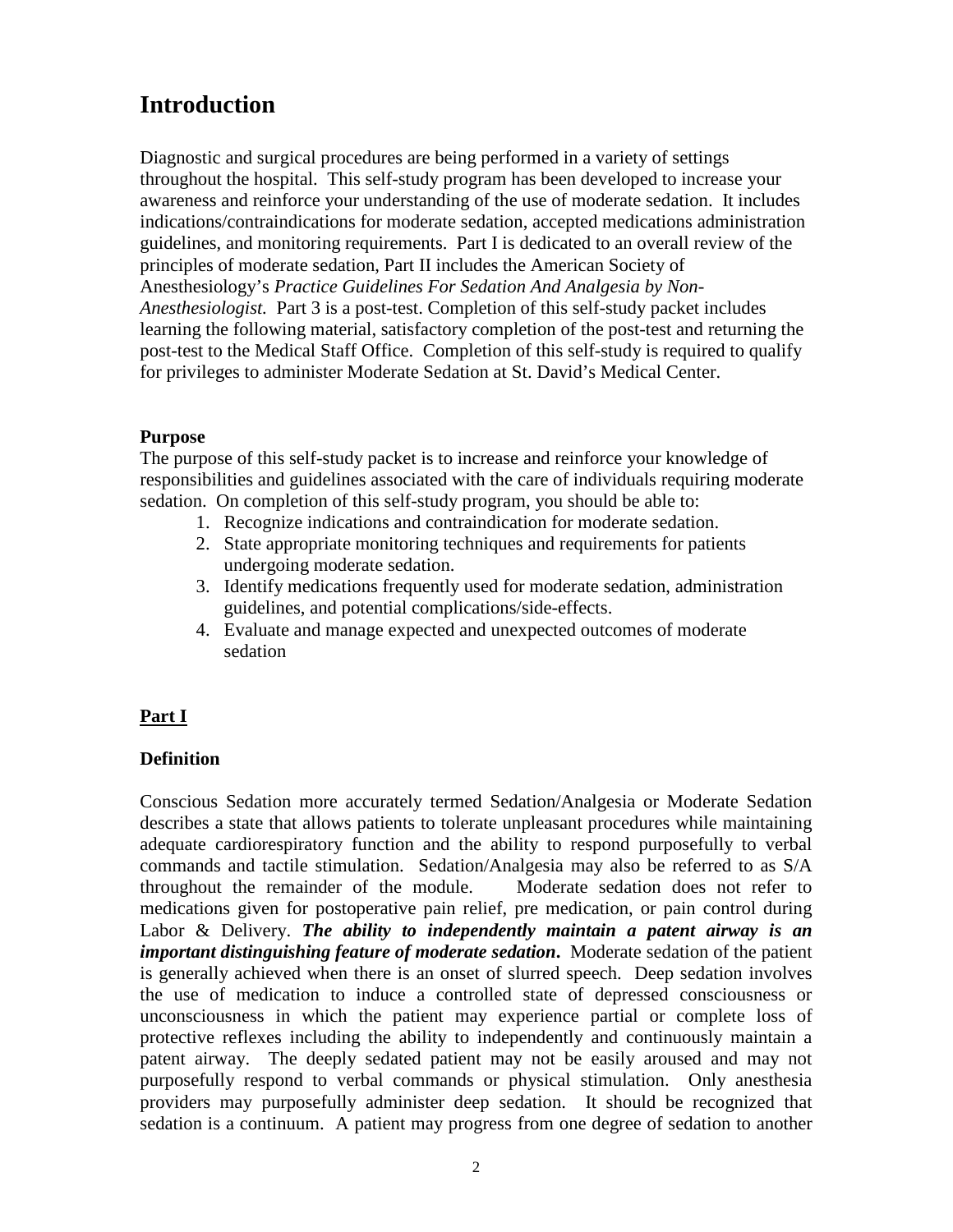# Introduction

Diagnostic and surgical procedures are being performed in a variety of settings throughout the hospital. This self-study program has been developed to increase your awareness and reinforce your understanding of the use of moderate sedation. It includes indications/contraindications for moderate sedation, accepted medications administration guidelines, and monitoring requirements. Part I is dedicated to an overall review of the principles of moderate sedation, Part II includes the American Society of Anesthesiology's *Practice Guidelines For Sedation And Analgesia by Non-Anesthesiologist.* Part 3 is a post-test. Completion of this self-study packet includes learning the following material, satisfactory completion of the post-test and returning the post-test to the Medical Staff Office. Completion of this self-study is required to qualify for privileges to administer Moderate Sedation at St. David's Medical Center.

**Purpose**

The purpose of this self-study packet is to increase and reinforce your knowledge of responsibilities and guidelines associated with the care of individuals requiring moderate sedation. On completion of this self-study program, you should be able to:

1. Recognize indications and contraindication for moderate sedation.
2. State appropriate monitoring techniques and requirements for patients undergoing moderate sedation.
3. Identify medications frequently used for moderate sedation, administration guidelines, and potential complications/side-effects.
4. Evaluate and manage expected and unexpected outcomes of moderate sedation

## Part I

**Definition**

Conscious Sedation more accurately termed Sedation/Analgesia or Moderate Sedation describes a state that allows patients to tolerate unpleasant procedures while maintaining adequate cardiorespiratory function and the ability to respond purposefully to verbal commands and tactile stimulation. Sedation/Analgesia may also be referred to as S/A throughout the remainder of the module. Moderate sedation does not refer to medications given for postoperative pain relief, pre medication, or pain control during Labor & Delivery. ***The ability to independently maintain a patent airway is an important distinguishing feature of moderate sedation***. Moderate sedation of the patient is generally achieved when there is an onset of slurred speech. Deep sedation involves the use of medication to induce a controlled state of depressed consciousness or unconsciousness in which the patient may experience partial or complete loss of protective reflexes including the ability to independently and continuously maintain a patent airway. The deeply sedated patient may not be easily aroused and may not purposefully respond to verbal commands or physical stimulation. Only anesthesia providers may purposefully administer deep sedation. It should be recognized that sedation is a continuum. A patient may progress from one degree of sedation to another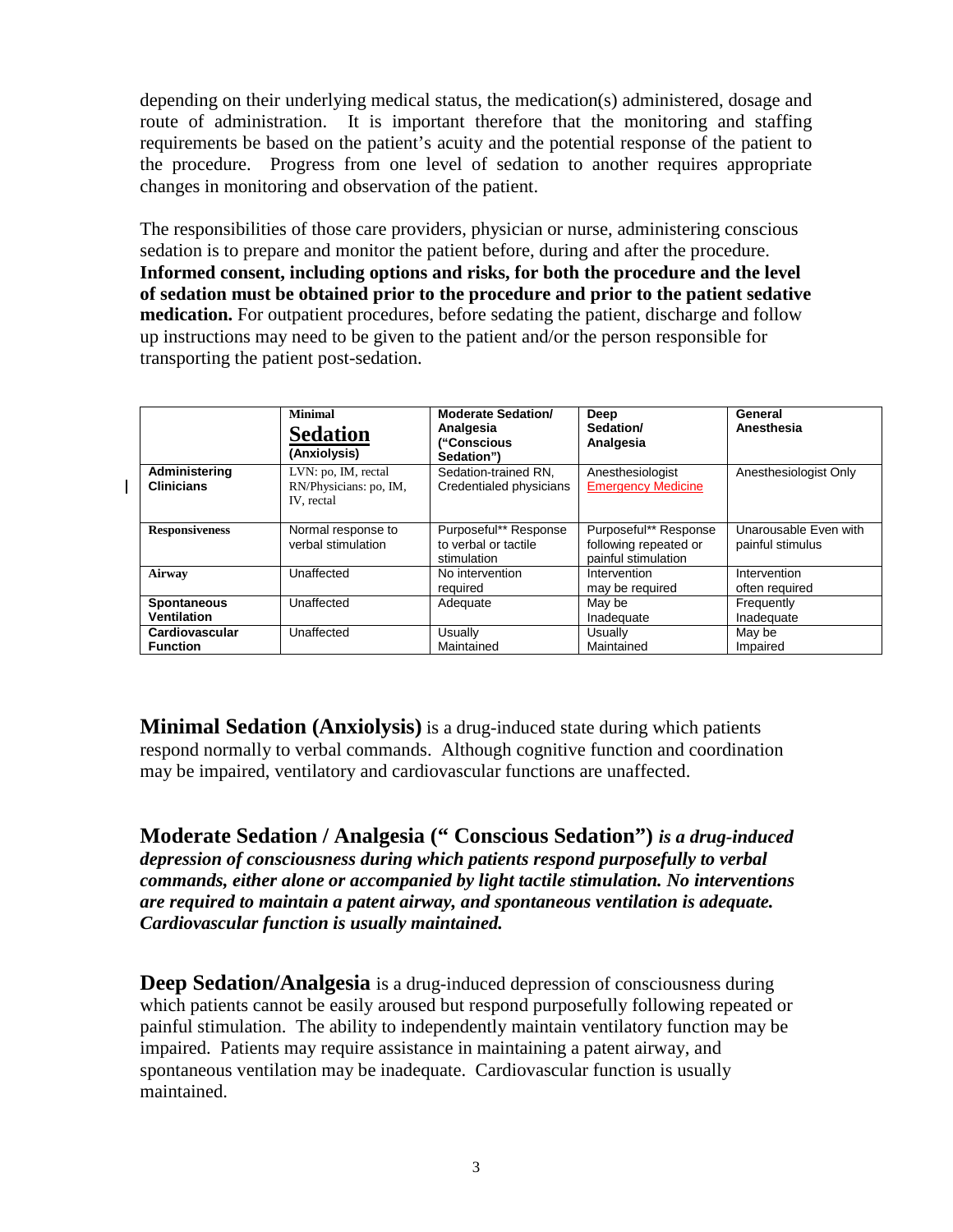depending on their underlying medical status, the medication(s) administered, dosage and route of administration. It is important therefore that the monitoring and staffing requirements be based on the patient's acuity and the potential response of the patient to the procedure. Progress from one level of sedation to another requires appropriate changes in monitoring and observation of the patient.

The responsibilities of those care providers, physician or nurse, administering conscious sedation is to prepare and monitor the patient before, during and after the procedure. **Informed consent, including options and risks, for both the procedure and the level of sedation must be obtained prior to the procedure and prior to the patient sedative medication.** For outpatient procedures, before sedating the patient, discharge and follow up instructions may need to be given to the patient and/or the person responsible for transporting the patient post-sedation.

| | **Minimal Sedation (Anxiolysis)** | **Moderate Sedation/ Analgesia ("Conscious Sedation")** | **Deep Sedation/ Analgesia** | **General Anesthesia** |
|---|---|---|---|---|
| **Administering Clinicians** | LVN: po, IM, rectal RN/Physicians: po, IM, IV, rectal | Sedation-trained RN, Credentialed physicians | Anesthesiologist Emergency Medicine | Anesthesiologist Only |
| **Responsiveness** | Normal response to verbal stimulation | Purposeful** Response to verbal or tactile stimulation | Purposeful** Response following repeated or painful stimulation | Unarousable Even with painful stimulus |
| **Airway** | Unaffected | No intervention required | Intervention may be required | Intervention often required |
| **Spontaneous Ventilation** | Unaffected | Adequate | May be Inadequate | Frequently Inadequate |
| **Cardiovascular Function** | Unaffected | Usually Maintained | Usually Maintained | May be Impaired |

**Minimal Sedation (Anxiolysis)** is a drug-induced state during which patients respond normally to verbal commands. Although cognitive function and coordination may be impaired, ventilatory and cardiovascular functions are unaffected.

**Moderate Sedation / Analgesia (" Conscious Sedation")** ***is a drug-induced depression of consciousness during which patients respond purposefully to verbal commands, either alone or accompanied by light tactile stimulation. No interventions are required to maintain a patent airway, and spontaneous ventilation is adequate. Cardiovascular function is usually maintained.***

**Deep Sedation/Analgesia** is a drug-induced depression of consciousness during which patients cannot be easily aroused but respond purposefully following repeated or painful stimulation. The ability to independently maintain ventilatory function may be impaired. Patients may require assistance in maintaining a patent airway, and spontaneous ventilation may be inadequate. Cardiovascular function is usually maintained.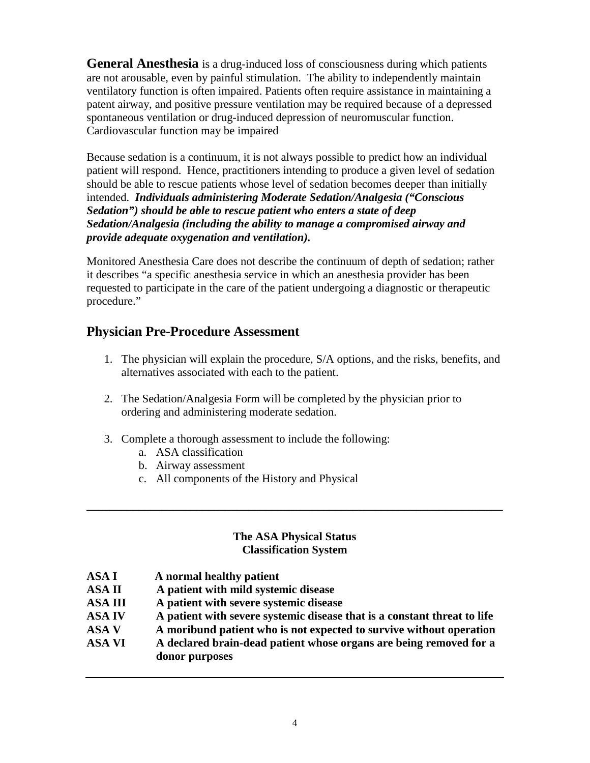**General Anesthesia** is a drug-induced loss of consciousness during which patients are not arousable, even by painful stimulation. The ability to independently maintain ventilatory function is often impaired. Patients often require assistance in maintaining a patent airway, and positive pressure ventilation may be required because of a depressed spontaneous ventilation or drug-induced depression of neuromuscular function. Cardiovascular function may be impaired

Because sedation is a continuum, it is not always possible to predict how an individual patient will respond. Hence, practitioners intending to produce a given level of sedation should be able to rescue patients whose level of sedation becomes deeper than initially intended. ***Individuals administering Moderate Sedation/Analgesia ("Conscious Sedation") should be able to rescue patient who enters a state of deep Sedation/Analgesia (including the ability to manage a compromised airway and provide adequate oxygenation and ventilation).***

Monitored Anesthesia Care does not describe the continuum of depth of sedation; rather it describes "a specific anesthesia service in which an anesthesia provider has been requested to participate in the care of the patient undergoing a diagnostic or therapeutic procedure."

## Physician Pre-Procedure Assessment

1. The physician will explain the procedure, S/A options, and the risks, benefits, and alternatives associated with each to the patient.

2. The Sedation/Analgesia Form will be completed by the physician prior to ordering and administering moderate sedation.

3. Complete a thorough assessment to include the following:
   a. ASA classification
   b. Airway assessment
   c. All components of the History and Physical

---

**The ASA Physical Status Classification System**

| | |
|---|---|
| **ASA I** | **A normal healthy patient** |
| **ASA II** | **A patient with mild systemic disease** |
| **ASA III** | **A patient with severe systemic disease** |
| **ASA IV** | **A patient with severe systemic disease that is a constant threat to life** |
| **ASA V** | **A moribund patient who is not expected to survive without operation** |
| **ASA VI** | **A declared brain-dead patient whose organs are being removed for a donor purposes** |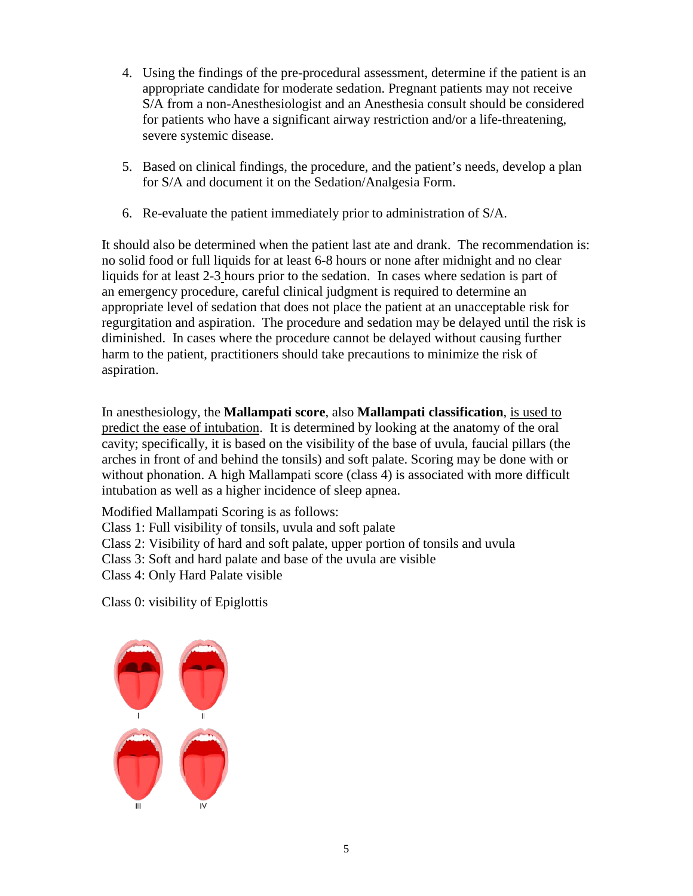4. Using the findings of the pre-procedural assessment, determine if the patient is an appropriate candidate for moderate sedation. Pregnant patients may not receive S/A from a non-Anesthesiologist and an Anesthesia consult should be considered for patients who have a significant airway restriction and/or a life-threatening, severe systemic disease.

5. Based on clinical findings, the procedure, and the patient's needs, develop a plan for S/A and document it on the Sedation/Analgesia Form.

6. Re-evaluate the patient immediately prior to administration of S/A.

It should also be determined when the patient last ate and drank. The recommendation is: no solid food or full liquids for at least 6-8 hours or none after midnight and no clear liquids for at least 2-3 hours prior to the sedation. In cases where sedation is part of an emergency procedure, careful clinical judgment is required to determine an appropriate level of sedation that does not place the patient at an unacceptable risk for regurgitation and aspiration. The procedure and sedation may be delayed until the risk is diminished. In cases where the procedure cannot be delayed without causing further harm to the patient, practitioners should take precautions to minimize the risk of aspiration.

In anesthesiology, the **Mallampati score**, also **Mallampati classification**, <u>is used to predict the ease of intubation</u>. It is determined by looking at the anatomy of the oral cavity; specifically, it is based on the visibility of the base of uvula, faucial pillars (the arches in front of and behind the tonsils) and soft palate. Scoring may be done with or without phonation. A high Mallampati score (class 4) is associated with more difficult intubation as well as a higher incidence of sleep apnea.

Modified Mallampati Scoring is as follows:
Class 1: Full visibility of tonsils, uvula and soft palate
Class 2: Visibility of hard and soft palate, upper portion of tonsils and uvula
Class 3: Soft and hard palate and base of the uvula are visible
Class 4: Only Hard Palate visible

Class 0: visibility of Epiglottis

I II

III IV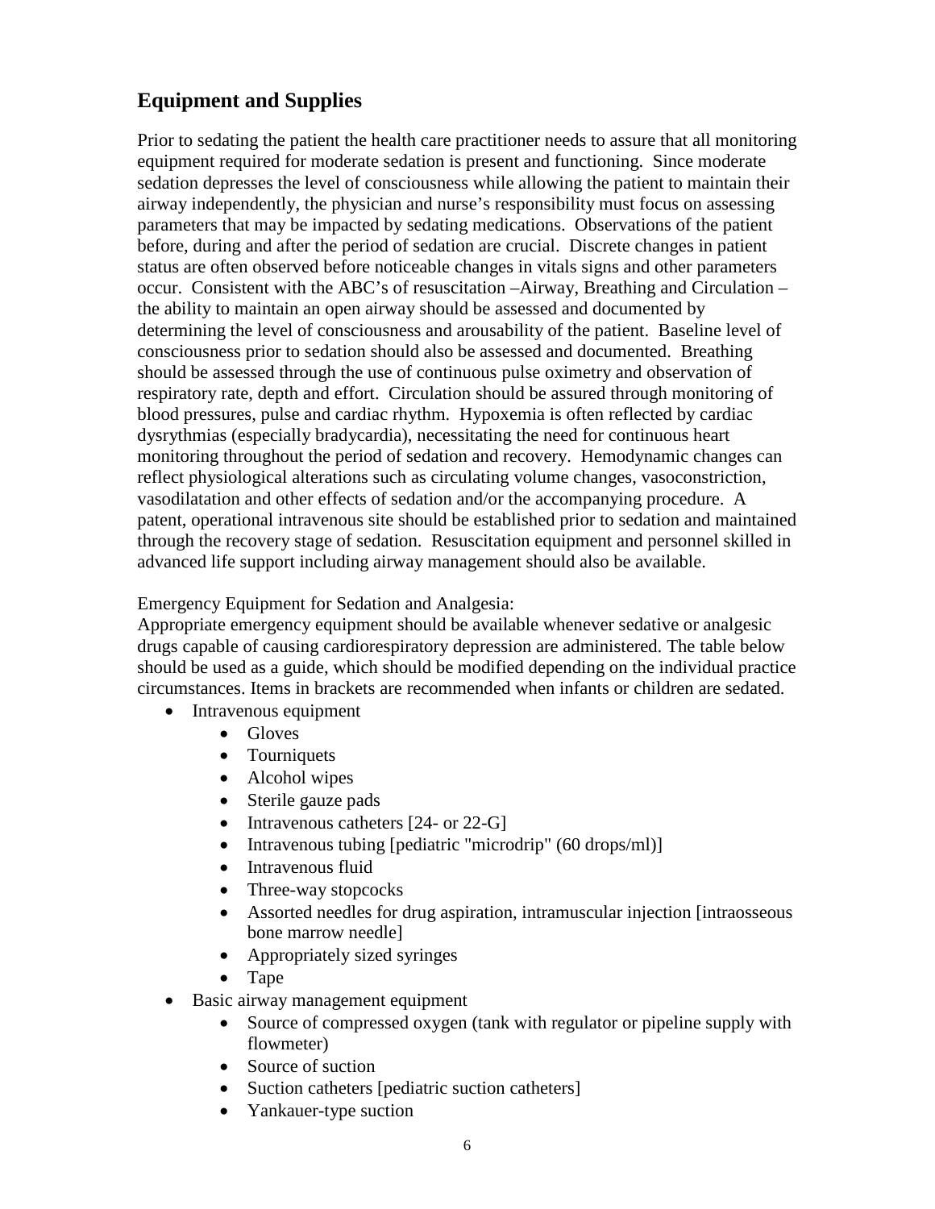## Equipment and Supplies

Prior to sedating the patient the health care practitioner needs to assure that all monitoring equipment required for moderate sedation is present and functioning. Since moderate sedation depresses the level of consciousness while allowing the patient to maintain their airway independently, the physician and nurse's responsibility must focus on assessing parameters that may be impacted by sedating medications. Observations of the patient before, during and after the period of sedation are crucial. Discrete changes in patient status are often observed before noticeable changes in vitals signs and other parameters occur. Consistent with the ABC's of resuscitation –Airway, Breathing and Circulation – the ability to maintain an open airway should be assessed and documented by determining the level of consciousness and arousability of the patient. Baseline level of consciousness prior to sedation should also be assessed and documented. Breathing should be assessed through the use of continuous pulse oximetry and observation of respiratory rate, depth and effort. Circulation should be assured through monitoring of blood pressures, pulse and cardiac rhythm. Hypoxemia is often reflected by cardiac dysrythmias (especially bradycardia), necessitating the need for continuous heart monitoring throughout the period of sedation and recovery. Hemodynamic changes can reflect physiological alterations such as circulating volume changes, vasoconstriction, vasodilatation and other effects of sedation and/or the accompanying procedure. A patent, operational intravenous site should be established prior to sedation and maintained through the recovery stage of sedation. Resuscitation equipment and personnel skilled in advanced life support including airway management should also be available.

Emergency Equipment for Sedation and Analgesia:
Appropriate emergency equipment should be available whenever sedative or analgesic drugs capable of causing cardiorespiratory depression are administered. The table below should be used as a guide, which should be modified depending on the individual practice circumstances. Items in brackets are recommended when infants or children are sedated.

- Intravenous equipment
  - Gloves
  - Tourniquets
  - Alcohol wipes
  - Sterile gauze pads
  - Intravenous catheters [24- or 22-G]
  - Intravenous tubing [pediatric "microdrip" (60 drops/ml)]
  - Intravenous fluid
  - Three-way stopcocks
  - Assorted needles for drug aspiration, intramuscular injection [intraosseous bone marrow needle]
  - Appropriately sized syringes
  - Tape
- Basic airway management equipment
  - Source of compressed oxygen (tank with regulator or pipeline supply with flowmeter)
  - Source of suction
  - Suction catheters [pediatric suction catheters]
  - Yankauer-type suction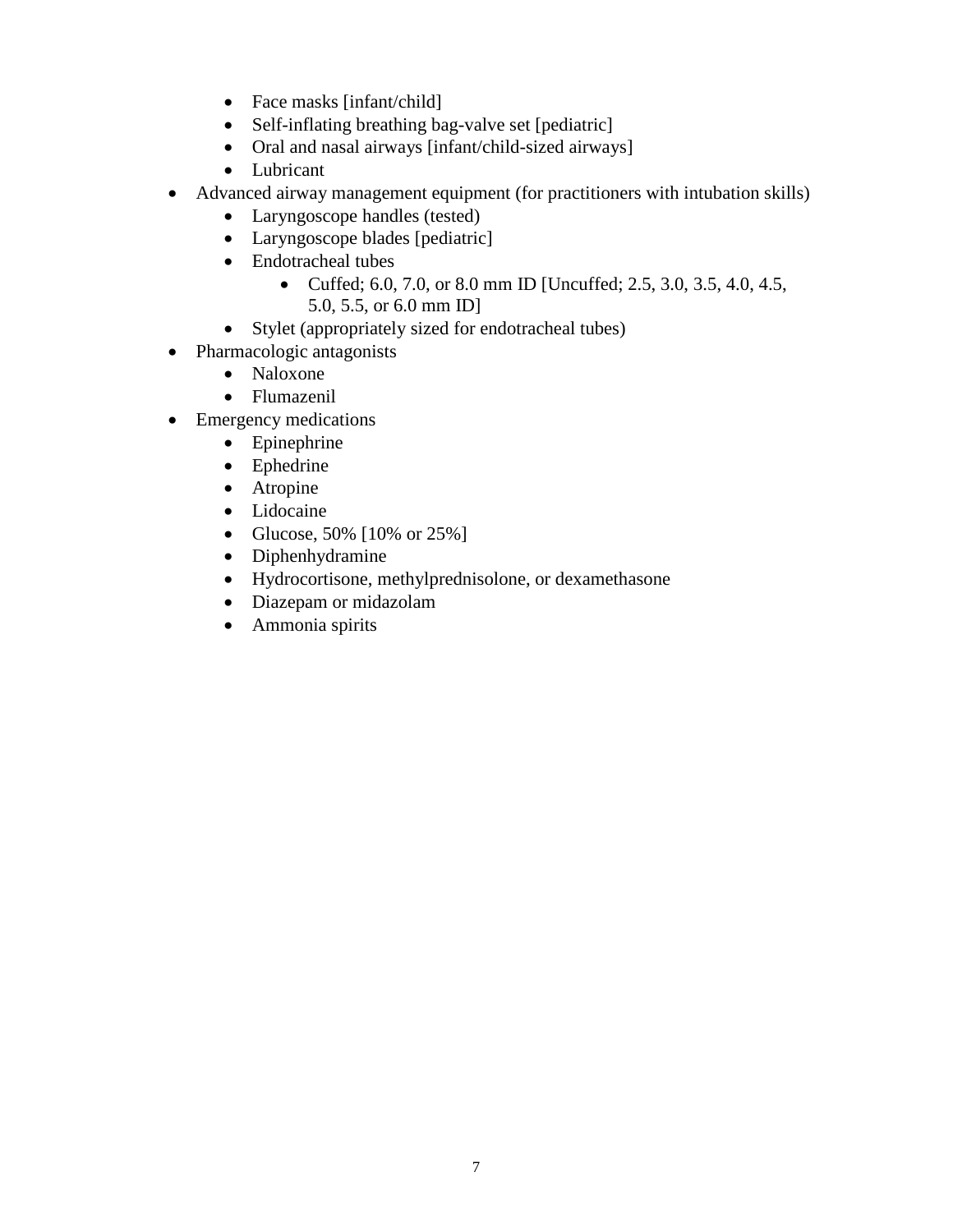- Face masks [infant/child]
    - Self-inflating breathing bag-valve set [pediatric]
    - Oral and nasal airways [infant/child-sized airways]
    - Lubricant
- Advanced airway management equipment (for practitioners with intubation skills)
    - Laryngoscope handles (tested)
    - Laryngoscope blades [pediatric]
    - Endotracheal tubes
        - Cuffed; 6.0, 7.0, or 8.0 mm ID [Uncuffed; 2.5, 3.0, 3.5, 4.0, 4.5, 5.0, 5.5, or 6.0 mm ID]
    - Stylet (appropriately sized for endotracheal tubes)
- Pharmacologic antagonists
    - Naloxone
    - Flumazenil
- Emergency medications
    - Epinephrine
    - Ephedrine
    - Atropine
    - Lidocaine
    - Glucose, 50% [10% or 25%]
    - Diphenhydramine
    - Hydrocortisone, methylprednisolone, or dexamethasone
    - Diazepam or midazolam
    - Ammonia spirits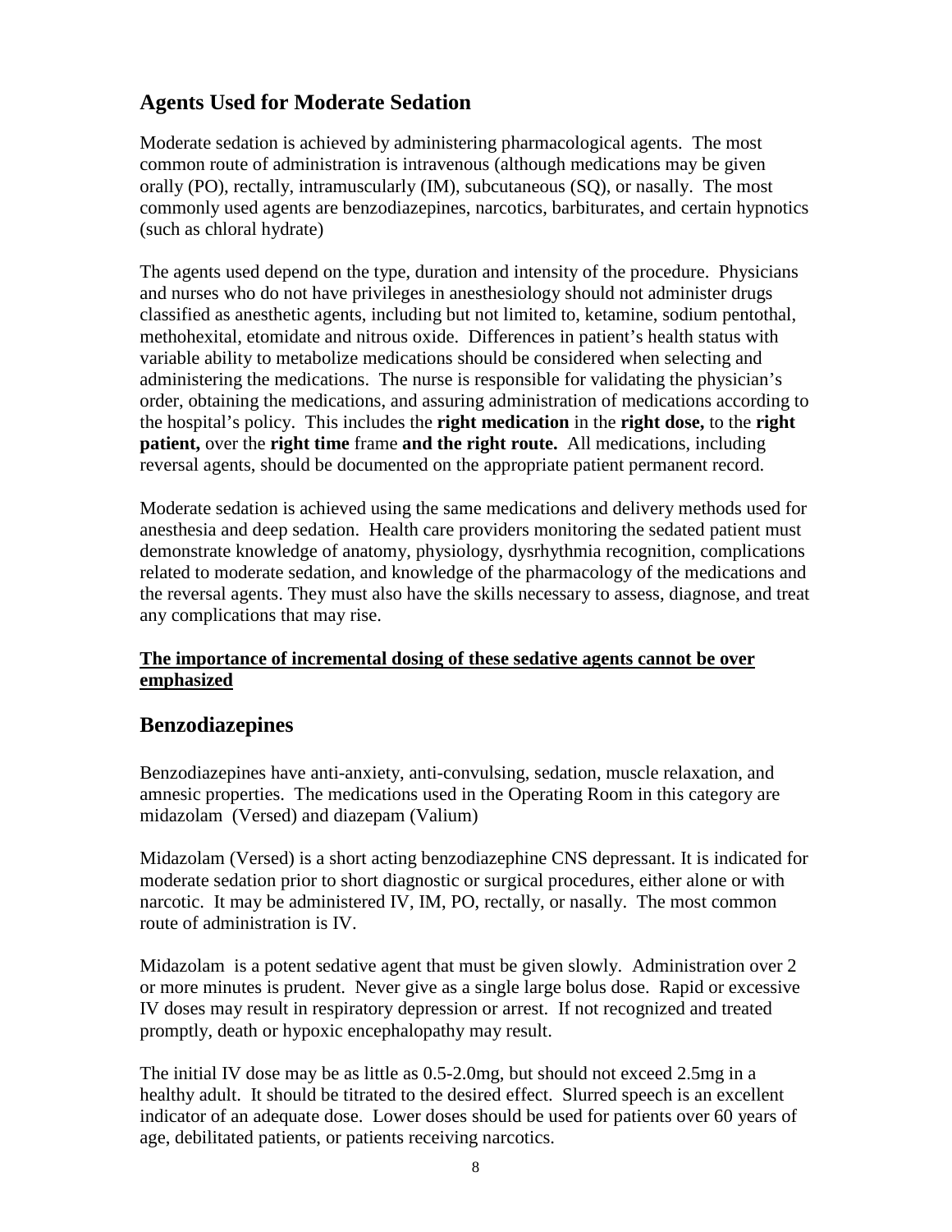## Agents Used for Moderate Sedation

Moderate sedation is achieved by administering pharmacological agents. The most common route of administration is intravenous (although medications may be given orally (PO), rectally, intramuscularly (IM), subcutaneous (SQ), or nasally. The most commonly used agents are benzodiazepines, narcotics, barbiturates, and certain hypnotics (such as chloral hydrate)

The agents used depend on the type, duration and intensity of the procedure. Physicians and nurses who do not have privileges in anesthesiology should not administer drugs classified as anesthetic agents, including but not limited to, ketamine, sodium pentothal, methohexital, etomidate and nitrous oxide. Differences in patient's health status with variable ability to metabolize medications should be considered when selecting and administering the medications. The nurse is responsible for validating the physician's order, obtaining the medications, and assuring administration of medications according to the hospital's policy. This includes the **right medication** in the **right dose,** to the **right patient,** over the **right time** frame **and the right route.** All medications, including reversal agents, should be documented on the appropriate patient permanent record.

Moderate sedation is achieved using the same medications and delivery methods used for anesthesia and deep sedation. Health care providers monitoring the sedated patient must demonstrate knowledge of anatomy, physiology, dysrhythmia recognition, complications related to moderate sedation, and knowledge of the pharmacology of the medications and the reversal agents. They must also have the skills necessary to assess, diagnose, and treat any complications that may rise.

**The importance of incremental dosing of these sedative agents cannot be over emphasized**

## Benzodiazepines

Benzodiazepines have anti-anxiety, anti-convulsing, sedation, muscle relaxation, and amnesic properties. The medications used in the Operating Room in this category are midazolam (Versed) and diazepam (Valium)

Midazolam (Versed) is a short acting benzodiazephine CNS depressant. It is indicated for moderate sedation prior to short diagnostic or surgical procedures, either alone or with narcotic. It may be administered IV, IM, PO, rectally, or nasally. The most common route of administration is IV.

Midazolam is a potent sedative agent that must be given slowly. Administration over 2 or more minutes is prudent. Never give as a single large bolus dose. Rapid or excessive IV doses may result in respiratory depression or arrest. If not recognized and treated promptly, death or hypoxic encephalopathy may result.

The initial IV dose may be as little as 0.5-2.0mg, but should not exceed 2.5mg in a healthy adult. It should be titrated to the desired effect. Slurred speech is an excellent indicator of an adequate dose. Lower doses should be used for patients over 60 years of age, debilitated patients, or patients receiving narcotics.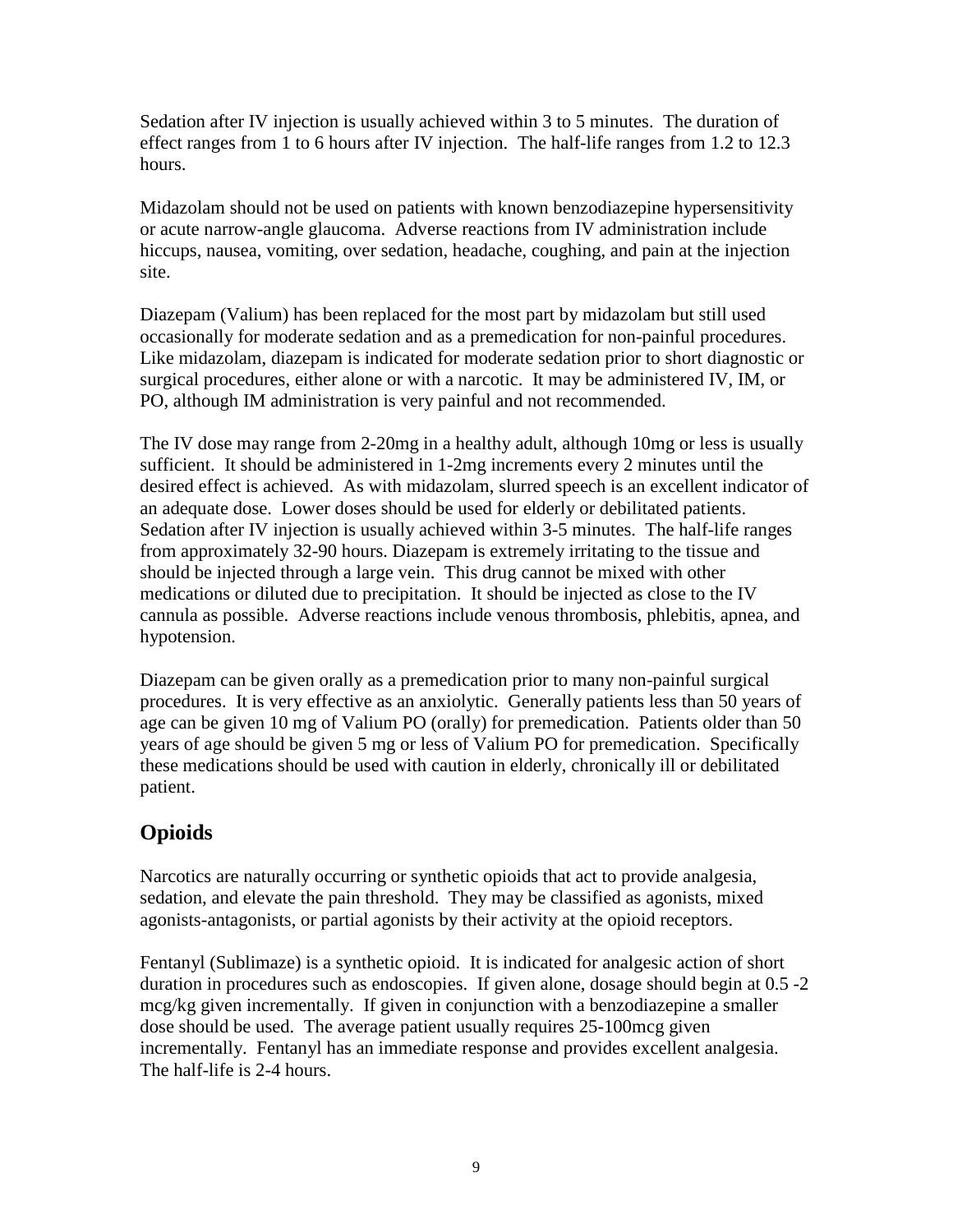Sedation after IV injection is usually achieved within 3 to 5 minutes. The duration of effect ranges from 1 to 6 hours after IV injection. The half-life ranges from 1.2 to 12.3 hours.

Midazolam should not be used on patients with known benzodiazepine hypersensitivity or acute narrow-angle glaucoma. Adverse reactions from IV administration include hiccups, nausea, vomiting, over sedation, headache, coughing, and pain at the injection site.

Diazepam (Valium) has been replaced for the most part by midazolam but still used occasionally for moderate sedation and as a premedication for non-painful procedures. Like midazolam, diazepam is indicated for moderate sedation prior to short diagnostic or surgical procedures, either alone or with a narcotic. It may be administered IV, IM, or PO, although IM administration is very painful and not recommended.

The IV dose may range from 2-20mg in a healthy adult, although 10mg or less is usually sufficient. It should be administered in 1-2mg increments every 2 minutes until the desired effect is achieved. As with midazolam, slurred speech is an excellent indicator of an adequate dose. Lower doses should be used for elderly or debilitated patients. Sedation after IV injection is usually achieved within 3-5 minutes. The half-life ranges from approximately 32-90 hours. Diazepam is extremely irritating to the tissue and should be injected through a large vein. This drug cannot be mixed with other medications or diluted due to precipitation. It should be injected as close to the IV cannula as possible. Adverse reactions include venous thrombosis, phlebitis, apnea, and hypotension.

Diazepam can be given orally as a premedication prior to many non-painful surgical procedures. It is very effective as an anxiolytic. Generally patients less than 50 years of age can be given 10 mg of Valium PO (orally) for premedication. Patients older than 50 years of age should be given 5 mg or less of Valium PO for premedication. Specifically these medications should be used with caution in elderly, chronically ill or debilitated patient.

## Opioids

Narcotics are naturally occurring or synthetic opioids that act to provide analgesia, sedation, and elevate the pain threshold. They may be classified as agonists, mixed agonists-antagonists, or partial agonists by their activity at the opioid receptors.

Fentanyl (Sublimaze) is a synthetic opioid. It is indicated for analgesic action of short duration in procedures such as endoscopies. If given alone, dosage should begin at 0.5 -2 mcg/kg given incrementally. If given in conjunction with a benzodiazepine a smaller dose should be used. The average patient usually requires 25-100mcg given incrementally. Fentanyl has an immediate response and provides excellent analgesia. The half-life is 2-4 hours.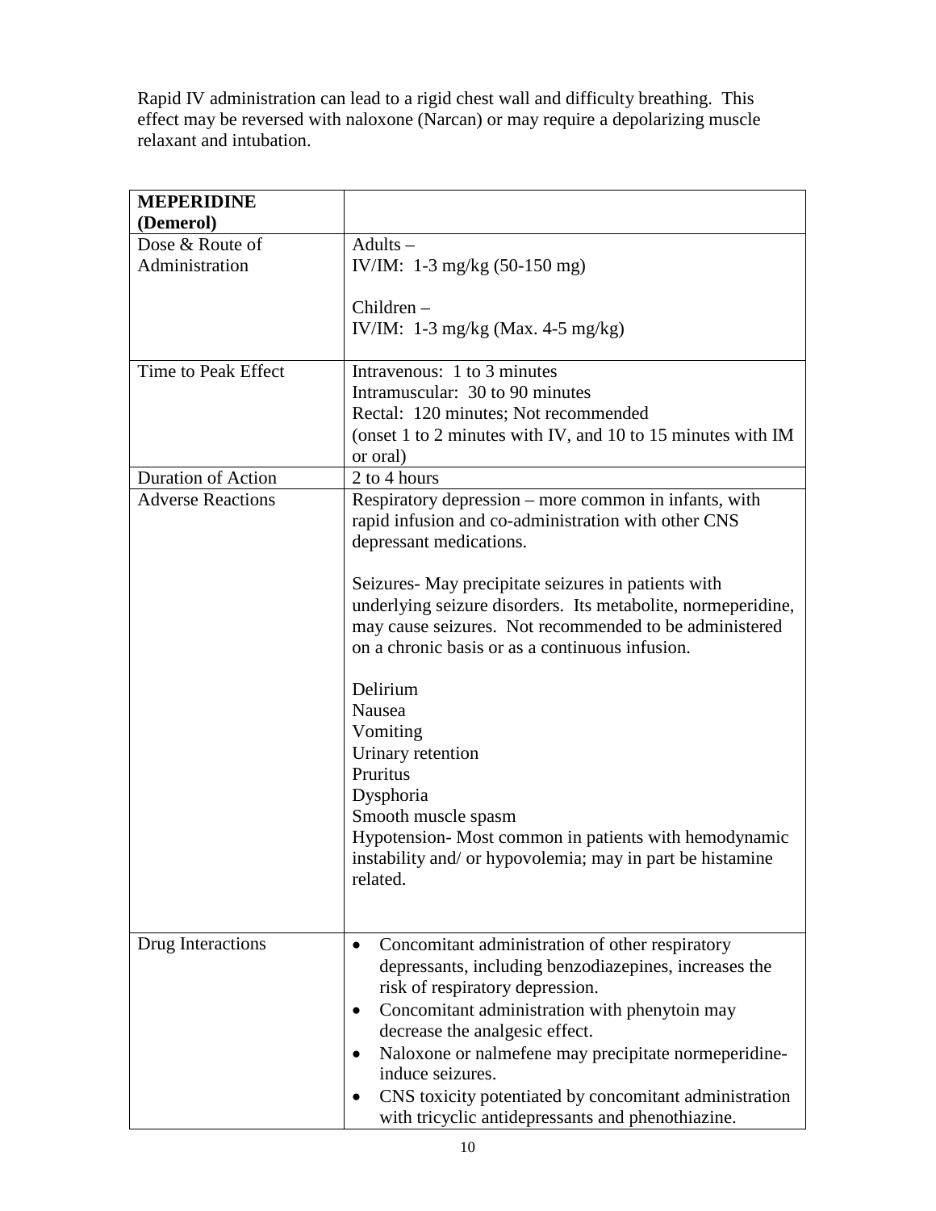Rapid IV administration can lead to a rigid chest wall and difficulty breathing. This effect may be reversed with naloxone (Narcan) or may require a depolarizing muscle relaxant and intubation.

| **MEPERIDINE (Demerol)** | |
|---|---|
| Dose & Route of Administration | Adults – <br> IV/IM: 1-3 mg/kg (50-150 mg) <br><br> Children – <br> IV/IM: 1-3 mg/kg (Max. 4-5 mg/kg) |
| Time to Peak Effect | Intravenous: 1 to 3 minutes <br> Intramuscular: 30 to 90 minutes <br> Rectal: 120 minutes; Not recommended <br> (onset 1 to 2 minutes with IV, and 10 to 15 minutes with IM or oral) |
| Duration of Action | 2 to 4 hours |
| Adverse Reactions | Respiratory depression – more common in infants, with rapid infusion and co-administration with other CNS depressant medications. <br><br> Seizures- May precipitate seizures in patients with underlying seizure disorders. Its metabolite, normeperidine, may cause seizures. Not recommended to be administered on a chronic basis or as a continuous infusion. <br><br> Delirium <br> Nausea <br> Vomiting <br> Urinary retention <br> Pruritus <br> Dysphoria <br> Smooth muscle spasm <br> Hypotension- Most common in patients with hemodynamic instability and/ or hypovolemia; may in part be histamine related. |
| Drug Interactions | • Concomitant administration of other respiratory depressants, including benzodiazepines, increases the risk of respiratory depression. <br> • Concomitant administration with phenytoin may decrease the analgesic effect. <br> • Naloxone or nalmefene may precipitate normeperidine-induce seizures. <br> • CNS toxicity potentiated by concomitant administration with tricyclic antidepressants and phenothiazine. |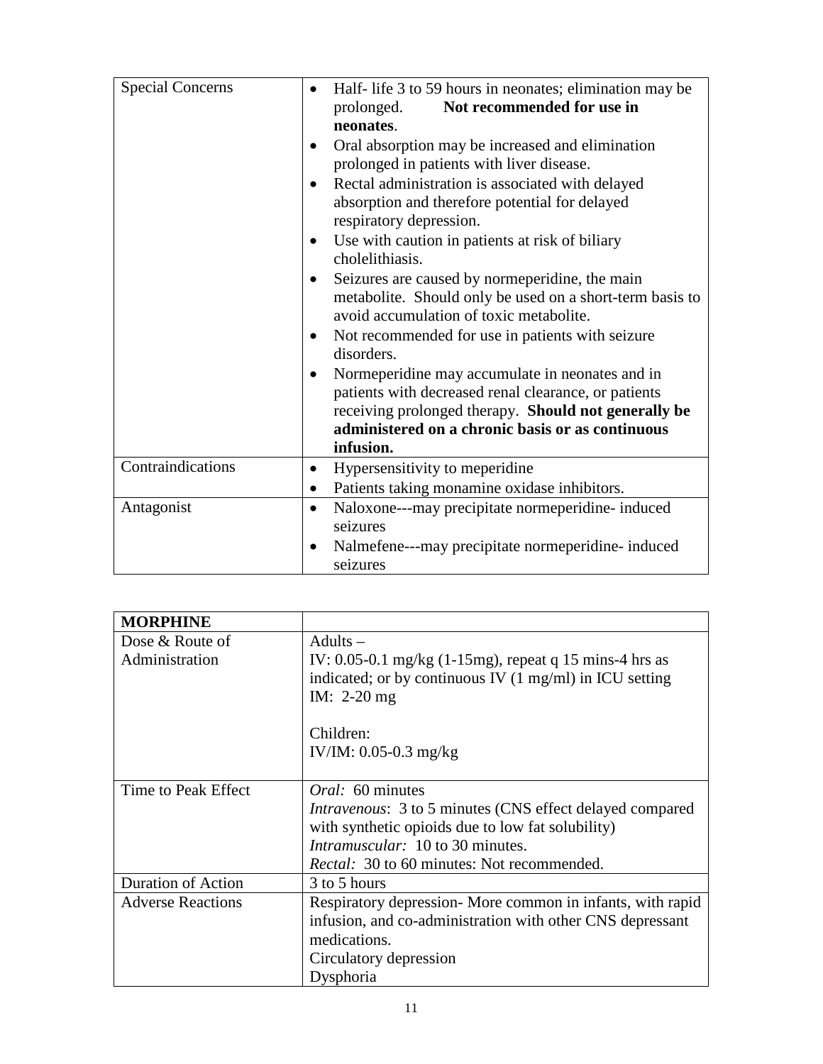| | |
|---|---|
| Special Concerns | • Half- life 3 to 59 hours in neonates; elimination may be prolonged. **Not recommended for use in neonates**.<br>• Oral absorption may be increased and elimination prolonged in patients with liver disease.<br>• Rectal administration is associated with delayed absorption and therefore potential for delayed respiratory depression.<br>• Use with caution in patients at risk of biliary cholelithiasis.<br>• Seizures are caused by normeperidine, the main metabolite. Should only be used on a short-term basis to avoid accumulation of toxic metabolite.<br>• Not recommended for use in patients with seizure disorders.<br>• Normeperidine may accumulate in neonates and in patients with decreased renal clearance, or patients receiving prolonged therapy. **Should not generally be administered on a chronic basis or as continuous infusion.** |
| Contraindications | • Hypersensitivity to meperidine<br>• Patients taking monamine oxidase inhibitors. |
| Antagonist | • Naloxone---may precipitate normeperidine- induced seizures<br>• Nalmefene---may precipitate normeperidine- induced seizures |

| **MORPHINE** | |
|---|---|
| Dose & Route of Administration | Adults –<br>IV: 0.05-0.1 mg/kg (1-15mg), repeat q 15 mins-4 hrs as indicated; or by continuous IV (1 mg/ml) in ICU setting<br>IM: 2-20 mg<br><br>Children:<br>IV/IM: 0.05-0.3 mg/kg |
| Time to Peak Effect | *Oral:* 60 minutes<br>*Intravenous*: 3 to 5 minutes (CNS effect delayed compared with synthetic opioids due to low fat solubility)<br>*Intramuscular:* 10 to 30 minutes.<br>*Rectal:* 30 to 60 minutes: Not recommended. |
| Duration of Action | 3 to 5 hours |
| Adverse Reactions | Respiratory depression- More common in infants, with rapid infusion, and co-administration with other CNS depressant medications.<br>Circulatory depression<br>Dysphoria |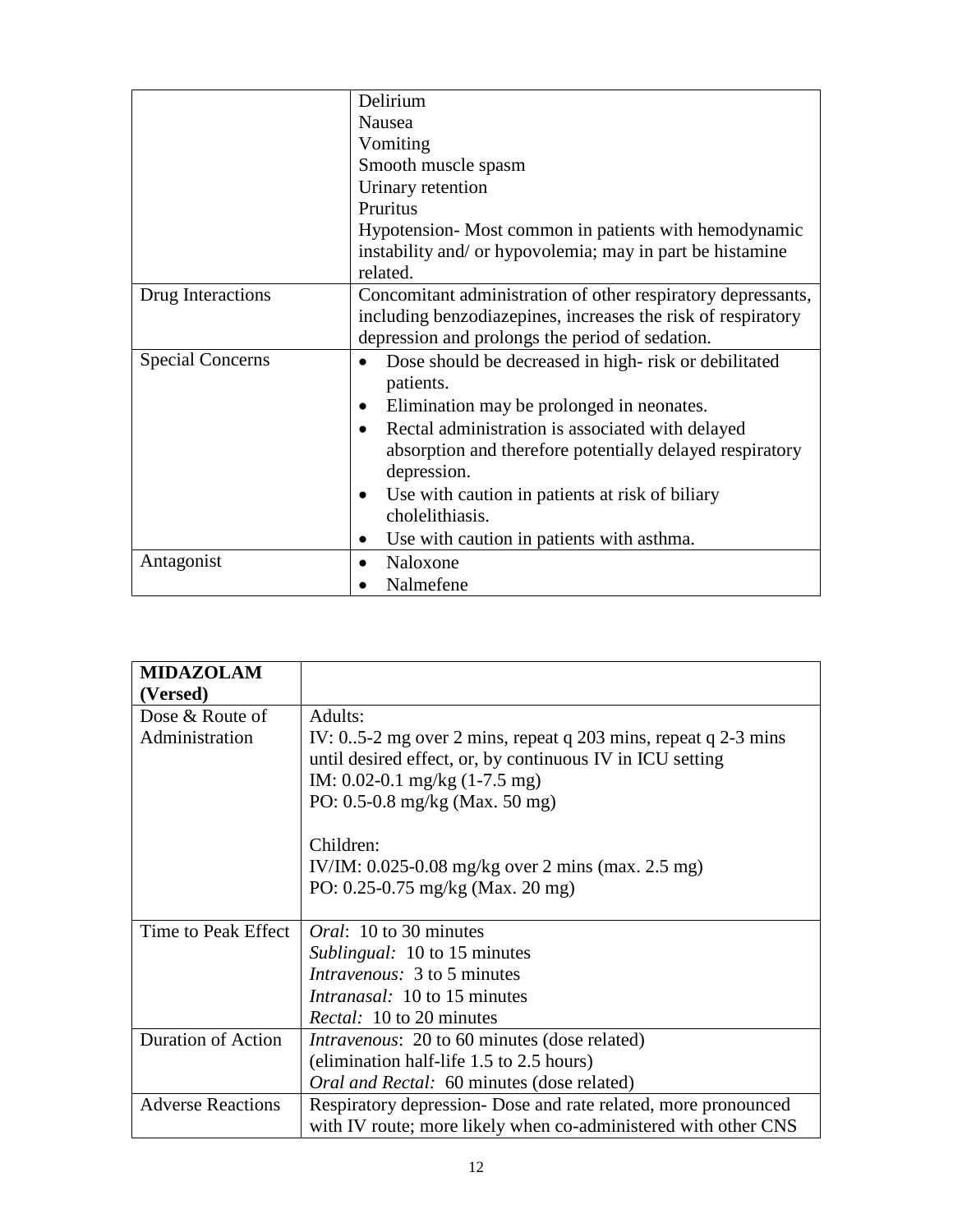| | |
|---|---|
| | Delirium<br>Nausea<br>Vomiting<br>Smooth muscle spasm<br>Urinary retention<br>Pruritus<br>Hypotension- Most common in patients with hemodynamic instability and/ or hypovolemia; may in part be histamine related. |
| Drug Interactions | Concomitant administration of other respiratory depressants, including benzodiazepines, increases the risk of respiratory depression and prolongs the period of sedation. |
| Special Concerns | • Dose should be decreased in high- risk or debilitated patients.<br>• Elimination may be prolonged in neonates.<br>• Rectal administration is associated with delayed absorption and therefore potentially delayed respiratory depression.<br>• Use with caution in patients at risk of biliary cholelithiasis.<br>• Use with caution in patients with asthma. |
| Antagonist | • Naloxone<br>• Nalmefene |

| **MIDAZOLAM (Versed)** | |
|---|---|
| Dose & Route of Administration | Adults:<br>IV: 0..5-2 mg over 2 mins, repeat q 203 mins, repeat q 2-3 mins until desired effect, or, by continuous IV in ICU setting<br>IM: 0.02-0.1 mg/kg (1-7.5 mg)<br>PO: 0.5-0.8 mg/kg (Max. 50 mg)<br><br>Children:<br>IV/IM: 0.025-0.08 mg/kg over 2 mins (max. 2.5 mg)<br>PO: 0.25-0.75 mg/kg (Max. 20 mg) |
| Time to Peak Effect | *Oral*: 10 to 30 minutes<br>*Sublingual:* 10 to 15 minutes<br>*Intravenous:* 3 to 5 minutes<br>*Intranasal:* 10 to 15 minutes<br>*Rectal:* 10 to 20 minutes |
| Duration of Action | *Intravenous*: 20 to 60 minutes (dose related)<br>(elimination half-life 1.5 to 2.5 hours)<br>*Oral and Rectal:* 60 minutes (dose related) |
| Adverse Reactions | Respiratory depression- Dose and rate related, more pronounced with IV route; more likely when co-administered with other CNS |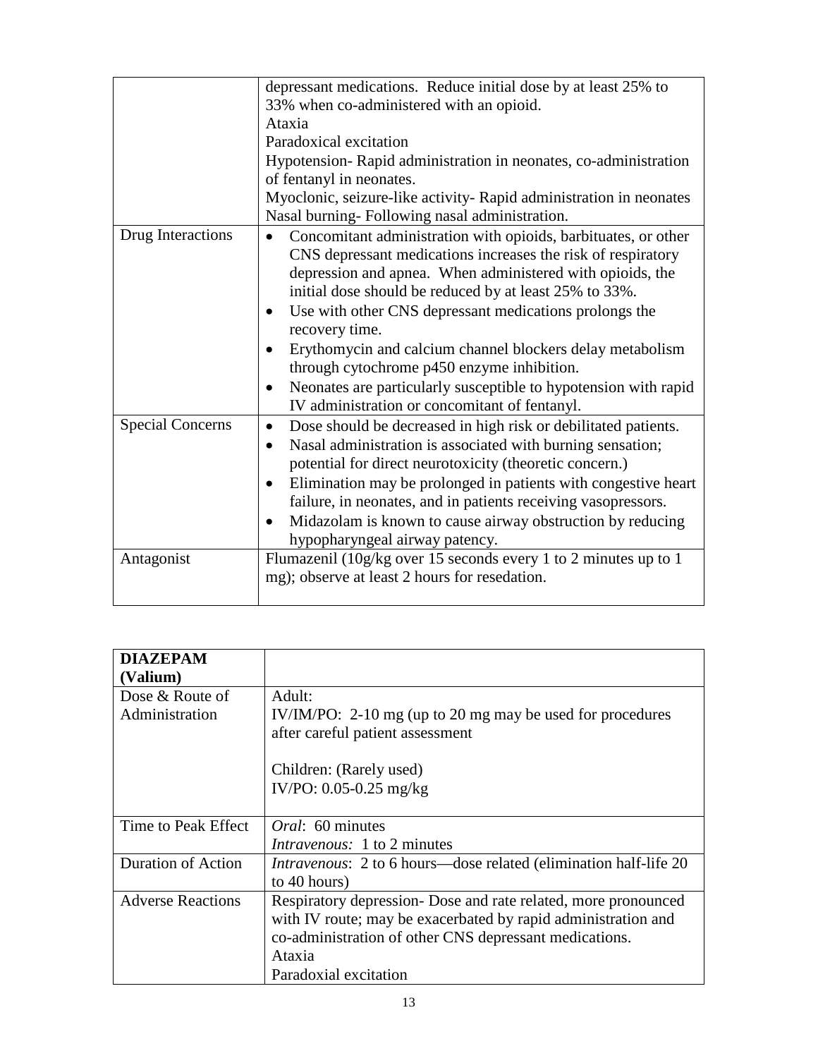| | |
|---|---|
| | depressant medications. Reduce initial dose by at least 25% to 33% when co-administered with an opioid.<br>Ataxia<br>Paradoxical excitation<br>Hypotension- Rapid administration in neonates, co-administration of fentanyl in neonates.<br>Myoclonic, seizure-like activity- Rapid administration in neonates<br>Nasal burning- Following nasal administration. |
| Drug Interactions | • Concomitant administration with opioids, barbituates, or other CNS depressant medications increases the risk of respiratory depression and apnea. When administered with opioids, the initial dose should be reduced by at least 25% to 33%.<br>• Use with other CNS depressant medications prolongs the recovery time.<br>• Erythomycin and calcium channel blockers delay metabolism through cytochrome p450 enzyme inhibition.<br>• Neonates are particularly susceptible to hypotension with rapid IV administration or concomitant of fentanyl. |
| Special Concerns | • Dose should be decreased in high risk or debilitated patients.<br>• Nasal administration is associated with burning sensation; potential for direct neurotoxicity (theoretic concern.)<br>• Elimination may be prolonged in patients with congestive heart failure, in neonates, and in patients receiving vasopressors.<br>• Midazolam is known to cause airway obstruction by reducing hypopharyngeal airway patency. |
| Antagonist | Flumazenil (10g/kg over 15 seconds every 1 to 2 minutes up to 1 mg); observe at least 2 hours for resedation. |

| **DIAZEPAM (Valium)** | |
|---|---|
| Dose & Route of Administration | Adult:<br>IV/IM/PO: 2-10 mg (up to 20 mg may be used for procedures after careful patient assessment<br><br>Children: (Rarely used)<br>IV/PO: 0.05-0.25 mg/kg |
| Time to Peak Effect | *Oral*: 60 minutes<br>*Intravenous:* 1 to 2 minutes |
| Duration of Action | *Intravenous*: 2 to 6 hours—dose related (elimination half-life 20 to 40 hours) |
| Adverse Reactions | Respiratory depression- Dose and rate related, more pronounced with IV route; may be exacerbated by rapid administration and co-administration of other CNS depressant medications.<br>Ataxia<br>Paradoxial excitation |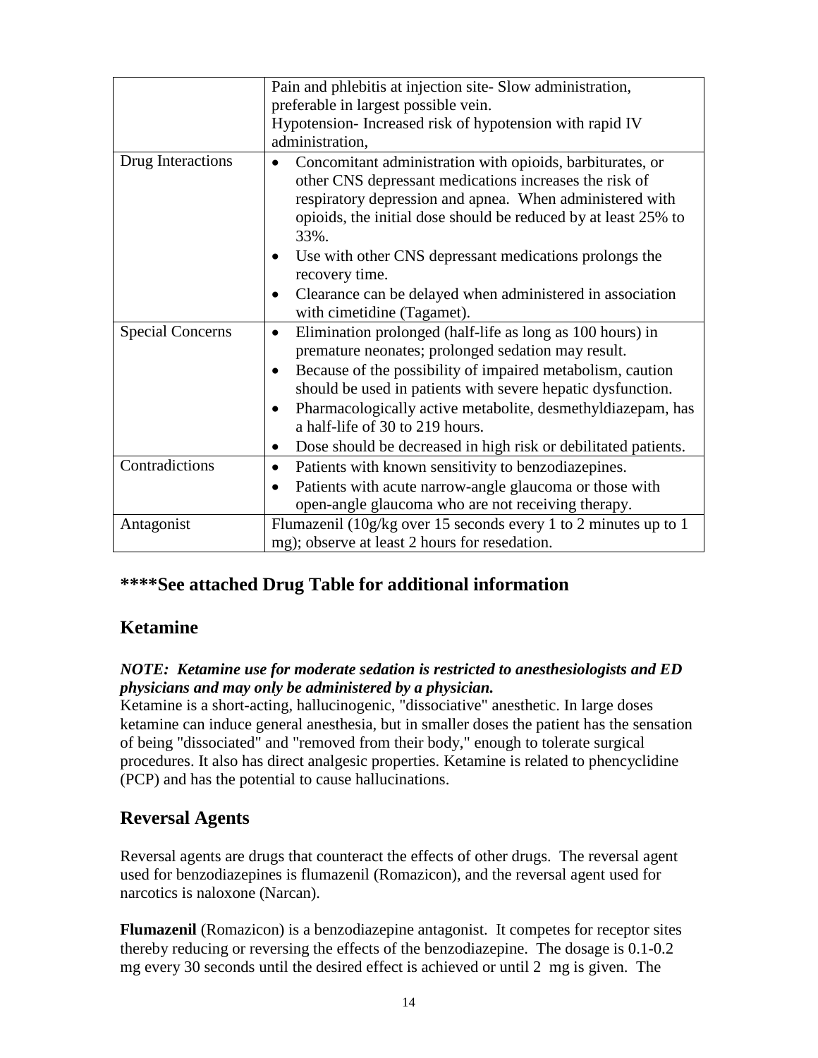| | |
|---|---|
| | Pain and phlebitis at injection site- Slow administration, preferable in largest possible vein.<br>Hypotension- Increased risk of hypotension with rapid IV administration, |
| Drug Interactions | • Concomitant administration with opioids, barbiturates, or other CNS depressant medications increases the risk of respiratory depression and apnea. When administered with opioids, the initial dose should be reduced by at least 25% to 33%.<br>• Use with other CNS depressant medications prolongs the recovery time.<br>• Clearance can be delayed when administered in association with cimetidine (Tagamet). |
| Special Concerns | • Elimination prolonged (half-life as long as 100 hours) in premature neonates; prolonged sedation may result.<br>• Because of the possibility of impaired metabolism, caution should be used in patients with severe hepatic dysfunction.<br>• Pharmacologically active metabolite, desmethyldiazepam, has a half-life of 30 to 219 hours.<br>• Dose should be decreased in high risk or debilitated patients. |
| Contradictions | • Patients with known sensitivity to benzodiazepines.<br>• Patients with acute narrow-angle glaucoma or those with open-angle glaucoma who are not receiving therapy. |
| Antagonist | Flumazenil (10g/kg over 15 seconds every 1 to 2 minutes up to 1 mg); observe at least 2 hours for resedation. |

## ****See attached Drug Table for additional information

## Ketamine

***NOTE: Ketamine use for moderate sedation is restricted to anesthesiologists and ED physicians and may only be administered by a physician.***

Ketamine is a short-acting, hallucinogenic, "dissociative" anesthetic. In large doses ketamine can induce general anesthesia, but in smaller doses the patient has the sensation of being "dissociated" and "removed from their body," enough to tolerate surgical procedures. It also has direct analgesic properties. Ketamine is related to phencyclidine (PCP) and has the potential to cause hallucinations.

## Reversal Agents

Reversal agents are drugs that counteract the effects of other drugs. The reversal agent used for benzodiazepines is flumazenil (Romazicon), and the reversal agent used for narcotics is naloxone (Narcan).

**Flumazenil** (Romazicon) is a benzodiazepine antagonist. It competes for receptor sites thereby reducing or reversing the effects of the benzodiazepine. The dosage is 0.1-0.2 mg every 30 seconds until the desired effect is achieved or until 2 mg is given. The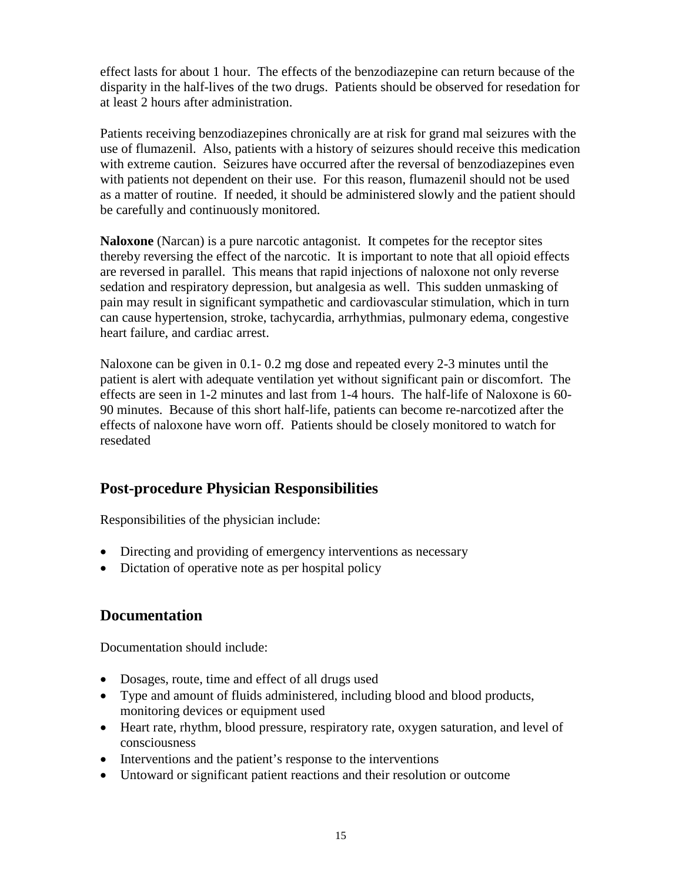effect lasts for about 1 hour. The effects of the benzodiazepine can return because of the disparity in the half-lives of the two drugs. Patients should be observed for resedation for at least 2 hours after administration.

Patients receiving benzodiazepines chronically are at risk for grand mal seizures with the use of flumazenil. Also, patients with a history of seizures should receive this medication with extreme caution. Seizures have occurred after the reversal of benzodiazepines even with patients not dependent on their use. For this reason, flumazenil should not be used as a matter of routine. If needed, it should be administered slowly and the patient should be carefully and continuously monitored.

**Naloxone** (Narcan) is a pure narcotic antagonist. It competes for the receptor sites thereby reversing the effect of the narcotic. It is important to note that all opioid effects are reversed in parallel. This means that rapid injections of naloxone not only reverse sedation and respiratory depression, but analgesia as well. This sudden unmasking of pain may result in significant sympathetic and cardiovascular stimulation, which in turn can cause hypertension, stroke, tachycardia, arrhythmias, pulmonary edema, congestive heart failure, and cardiac arrest.

Naloxone can be given in 0.1- 0.2 mg dose and repeated every 2-3 minutes until the patient is alert with adequate ventilation yet without significant pain or discomfort. The effects are seen in 1-2 minutes and last from 1-4 hours. The half-life of Naloxone is 60-90 minutes. Because of this short half-life, patients can become re-narcotized after the effects of naloxone have worn off. Patients should be closely monitored to watch for resedated

## Post-procedure Physician Responsibilities

Responsibilities of the physician include:

- Directing and providing of emergency interventions as necessary
- Dictation of operative note as per hospital policy

## Documentation

Documentation should include:

- Dosages, route, time and effect of all drugs used
- Type and amount of fluids administered, including blood and blood products, monitoring devices or equipment used
- Heart rate, rhythm, blood pressure, respiratory rate, oxygen saturation, and level of consciousness
- Interventions and the patient's response to the interventions
- Untoward or significant patient reactions and their resolution or outcome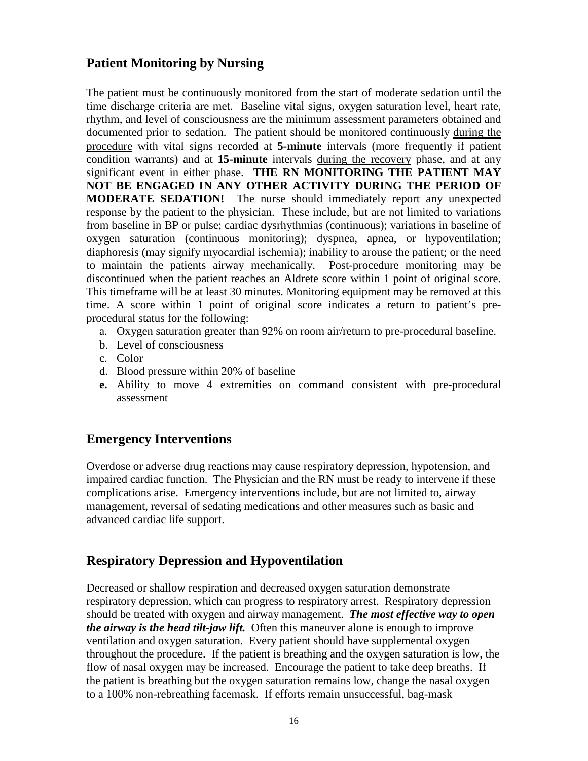## Patient Monitoring by Nursing

The patient must be continuously monitored from the start of moderate sedation until the time discharge criteria are met. Baseline vital signs, oxygen saturation level, heart rate, rhythm, and level of consciousness are the minimum assessment parameters obtained and documented prior to sedation. The patient should be monitored continuously <u>during the procedure</u> with vital signs recorded at **5-minute** intervals (more frequently if patient condition warrants) and at **15-minute** intervals <u>during the recovery</u> phase, and at any significant event in either phase. **THE RN MONITORING THE PATIENT MAY NOT BE ENGAGED IN ANY OTHER ACTIVITY DURING THE PERIOD OF MODERATE SEDATION!** The nurse should immediately report any unexpected response by the patient to the physician. These include, but are not limited to variations from baseline in BP or pulse; cardiac dysrhythmias (continuous); variations in baseline of oxygen saturation (continuous monitoring); dyspnea, apnea, or hypoventilation; diaphoresis (may signify myocardial ischemia); inability to arouse the patient; or the need to maintain the patients airway mechanically. Post-procedure monitoring may be discontinued when the patient reaches an Aldrete score within 1 point of original score. This timeframe will be at least 30 minutes. Monitoring equipment may be removed at this time. A score within 1 point of original score indicates a return to patient's pre-procedural status for the following:

a. Oxygen saturation greater than 92% on room air/return to pre-procedural baseline.
b. Level of consciousness
c. Color
d. Blood pressure within 20% of baseline
**e.** Ability to move 4 extremities on command consistent with pre-procedural assessment

## Emergency Interventions

Overdose or adverse drug reactions may cause respiratory depression, hypotension, and impaired cardiac function. The Physician and the RN must be ready to intervene if these complications arise. Emergency interventions include, but are not limited to, airway management, reversal of sedating medications and other measures such as basic and advanced cardiac life support.

## Respiratory Depression and Hypoventilation

Decreased or shallow respiration and decreased oxygen saturation demonstrate respiratory depression, which can progress to respiratory arrest. Respiratory depression should be treated with oxygen and airway management. ***The most effective way to open the airway is the head tilt-jaw lift.*** Often this maneuver alone is enough to improve ventilation and oxygen saturation. Every patient should have supplemental oxygen throughout the procedure. If the patient is breathing and the oxygen saturation is low, the flow of nasal oxygen may be increased. Encourage the patient to take deep breaths. If the patient is breathing but the oxygen saturation remains low, change the nasal oxygen to a 100% non-rebreathing facemask. If efforts remain unsuccessful, bag-mask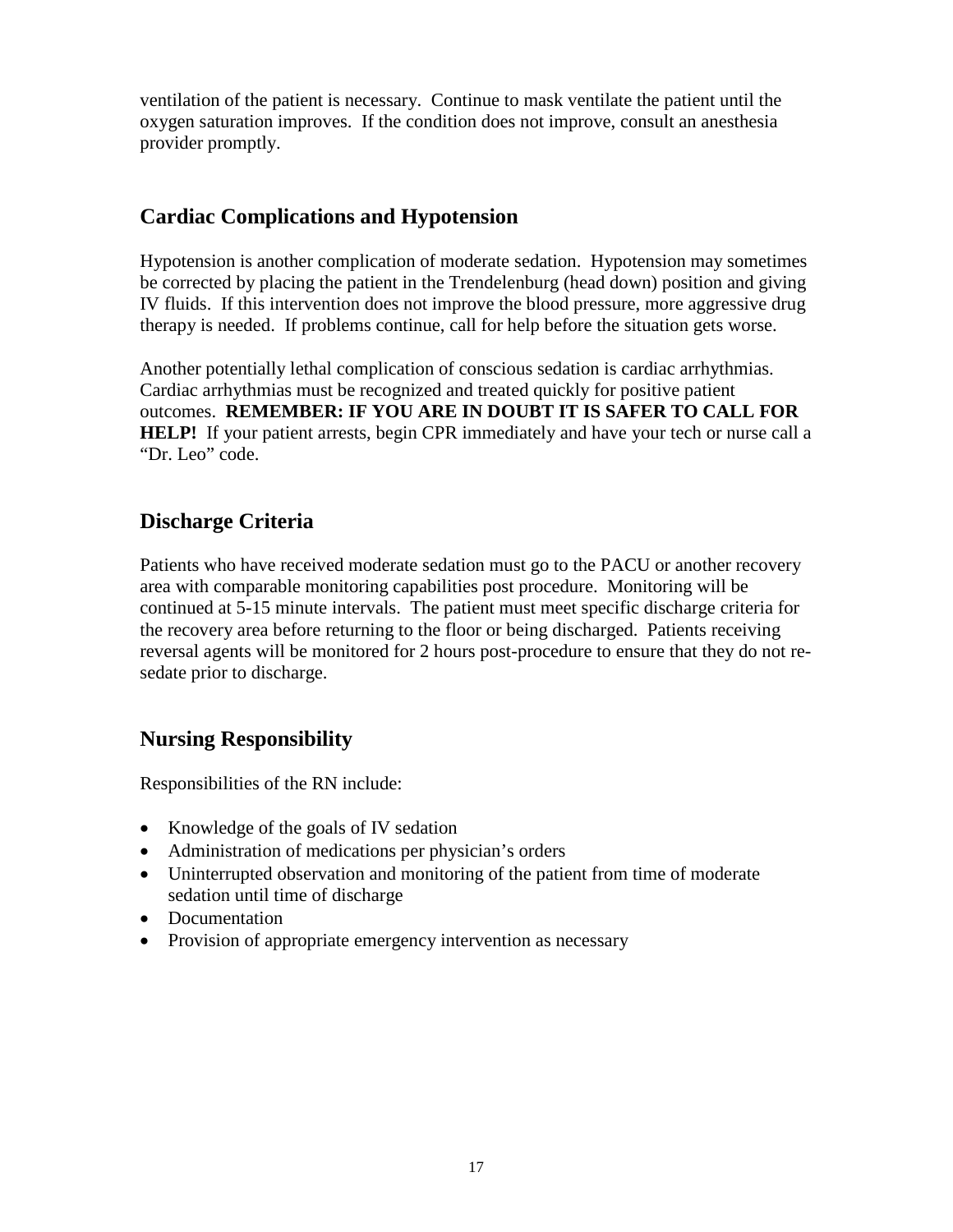ventilation of the patient is necessary. Continue to mask ventilate the patient until the oxygen saturation improves. If the condition does not improve, consult an anesthesia provider promptly.

## Cardiac Complications and Hypotension

Hypotension is another complication of moderate sedation. Hypotension may sometimes be corrected by placing the patient in the Trendelenburg (head down) position and giving IV fluids. If this intervention does not improve the blood pressure, more aggressive drug therapy is needed. If problems continue, call for help before the situation gets worse.

Another potentially lethal complication of conscious sedation is cardiac arrhythmias. Cardiac arrhythmias must be recognized and treated quickly for positive patient outcomes. **REMEMBER: IF YOU ARE IN DOUBT IT IS SAFER TO CALL FOR HELP!** If your patient arrests, begin CPR immediately and have your tech or nurse call a "Dr. Leo" code.

## Discharge Criteria

Patients who have received moderate sedation must go to the PACU or another recovery area with comparable monitoring capabilities post procedure. Monitoring will be continued at 5-15 minute intervals. The patient must meet specific discharge criteria for the recovery area before returning to the floor or being discharged. Patients receiving reversal agents will be monitored for 2 hours post-procedure to ensure that they do not re-sedate prior to discharge.

## Nursing Responsibility

Responsibilities of the RN include:

- Knowledge of the goals of IV sedation
- Administration of medications per physician's orders
- Uninterrupted observation and monitoring of the patient from time of moderate sedation until time of discharge
- Documentation
- Provision of appropriate emergency intervention as necessary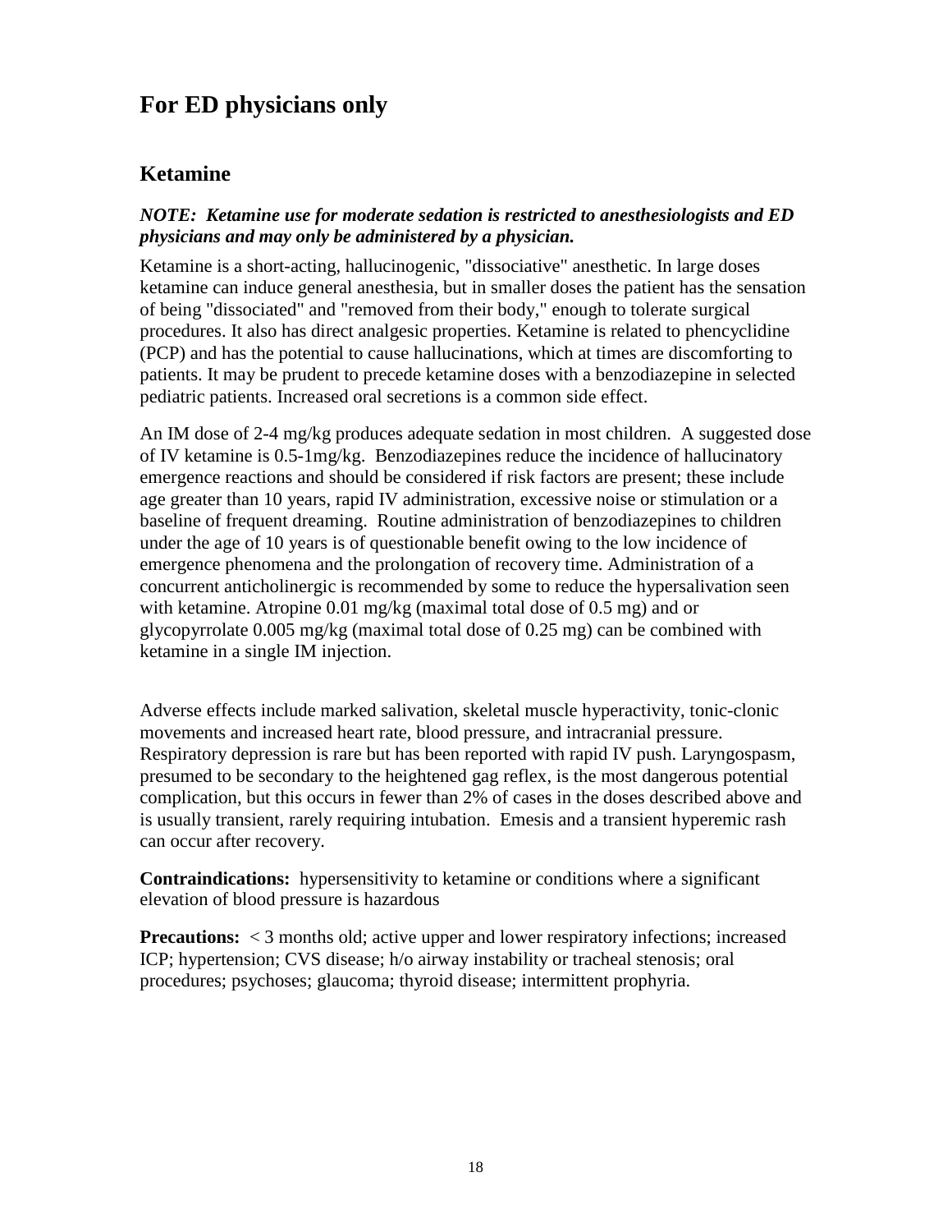## For ED physicians only

### Ketamine

***NOTE: Ketamine use for moderate sedation is restricted to anesthesiologists and ED physicians and may only be administered by a physician.***

Ketamine is a short-acting, hallucinogenic, "dissociative" anesthetic. In large doses ketamine can induce general anesthesia, but in smaller doses the patient has the sensation of being "dissociated" and "removed from their body," enough to tolerate surgical procedures. It also has direct analgesic properties. Ketamine is related to phencyclidine (PCP) and has the potential to cause hallucinations, which at times are discomforting to patients. It may be prudent to precede ketamine doses with a benzodiazepine in selected pediatric patients. Increased oral secretions is a common side effect.

An IM dose of 2-4 mg/kg produces adequate sedation in most children. A suggested dose of IV ketamine is 0.5-1mg/kg. Benzodiazepines reduce the incidence of hallucinatory emergence reactions and should be considered if risk factors are present; these include age greater than 10 years, rapid IV administration, excessive noise or stimulation or a baseline of frequent dreaming. Routine administration of benzodiazepines to children under the age of 10 years is of questionable benefit owing to the low incidence of emergence phenomena and the prolongation of recovery time. Administration of a concurrent anticholinergic is recommended by some to reduce the hypersalivation seen with ketamine. Atropine 0.01 mg/kg (maximal total dose of 0.5 mg) and or glycopyrrolate 0.005 mg/kg (maximal total dose of 0.25 mg) can be combined with ketamine in a single IM injection.

Adverse effects include marked salivation, skeletal muscle hyperactivity, tonic-clonic movements and increased heart rate, blood pressure, and intracranial pressure. Respiratory depression is rare but has been reported with rapid IV push. Laryngospasm, presumed to be secondary to the heightened gag reflex, is the most dangerous potential complication, but this occurs in fewer than 2% of cases in the doses described above and is usually transient, rarely requiring intubation. Emesis and a transient hyperemic rash can occur after recovery.

**Contraindications:** hypersensitivity to ketamine or conditions where a significant elevation of blood pressure is hazardous

**Precautions:** < 3 months old; active upper and lower respiratory infections; increased ICP; hypertension; CVS disease; h/o airway instability or tracheal stenosis; oral procedures; psychoses; glaucoma; thyroid disease; intermittent prophyria.